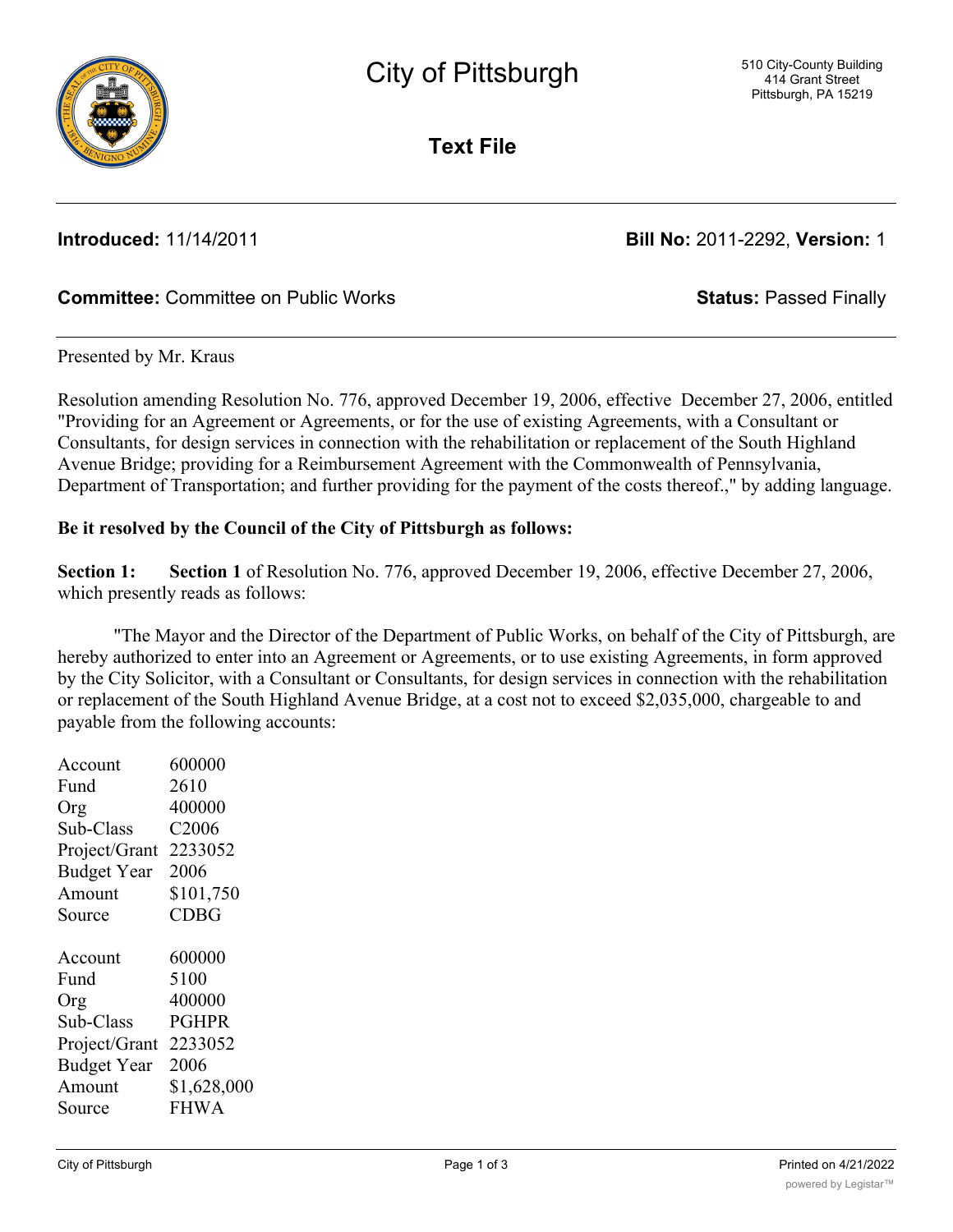# City of Pittsburgh

510 City-County Building
414 Grant Street
Pittsburgh, PA 15219

## Text File

**Introduced:** 11/14/2011 **Bill No:** 2011-2292, **Version:** 1

**Committee:** Committee on Public Works **Status:** Passed Finally

Presented by Mr. Kraus

Resolution amending Resolution No. 776, approved December 19, 2006, effective December 27, 2006, entitled "Providing for an Agreement or Agreements, or for the use of existing Agreements, with a Consultant or Consultants, for design services in connection with the rehabilitation or replacement of the South Highland Avenue Bridge; providing for a Reimbursement Agreement with the Commonwealth of Pennsylvania, Department of Transportation; and further providing for the payment of the costs thereof.," by adding language.

**Be it resolved by the Council of the City of Pittsburgh as follows:**

**Section 1:** **Section 1** of Resolution No. 776, approved December 19, 2006, effective December 27, 2006, which presently reads as follows:

"The Mayor and the Director of the Department of Public Works, on behalf of the City of Pittsburgh, are hereby authorized to enter into an Agreement or Agreements, or to use existing Agreements, in form approved by the City Solicitor, with a Consultant or Consultants, for design services in connection with the rehabilitation or replacement of the South Highland Avenue Bridge, at a cost not to exceed $2,035,000, chargeable to and payable from the following accounts:

| | |
|---|---|
| Account | 600000 |
| Fund | 2610 |
| Org | 400000 |
| Sub-Class | C2006 |
| Project/Grant | 2233052 |
| Budget Year | 2006 |
| Amount | $101,750 |
| Source | CDBG |

| | |
|---|---|
| Account | 600000 |
| Fund | 5100 |
| Org | 400000 |
| Sub-Class | PGHPR |
| Project/Grant | 2233052 |
| Budget Year | 2006 |
| Amount | $1,628,000 |
| Source | FHWA |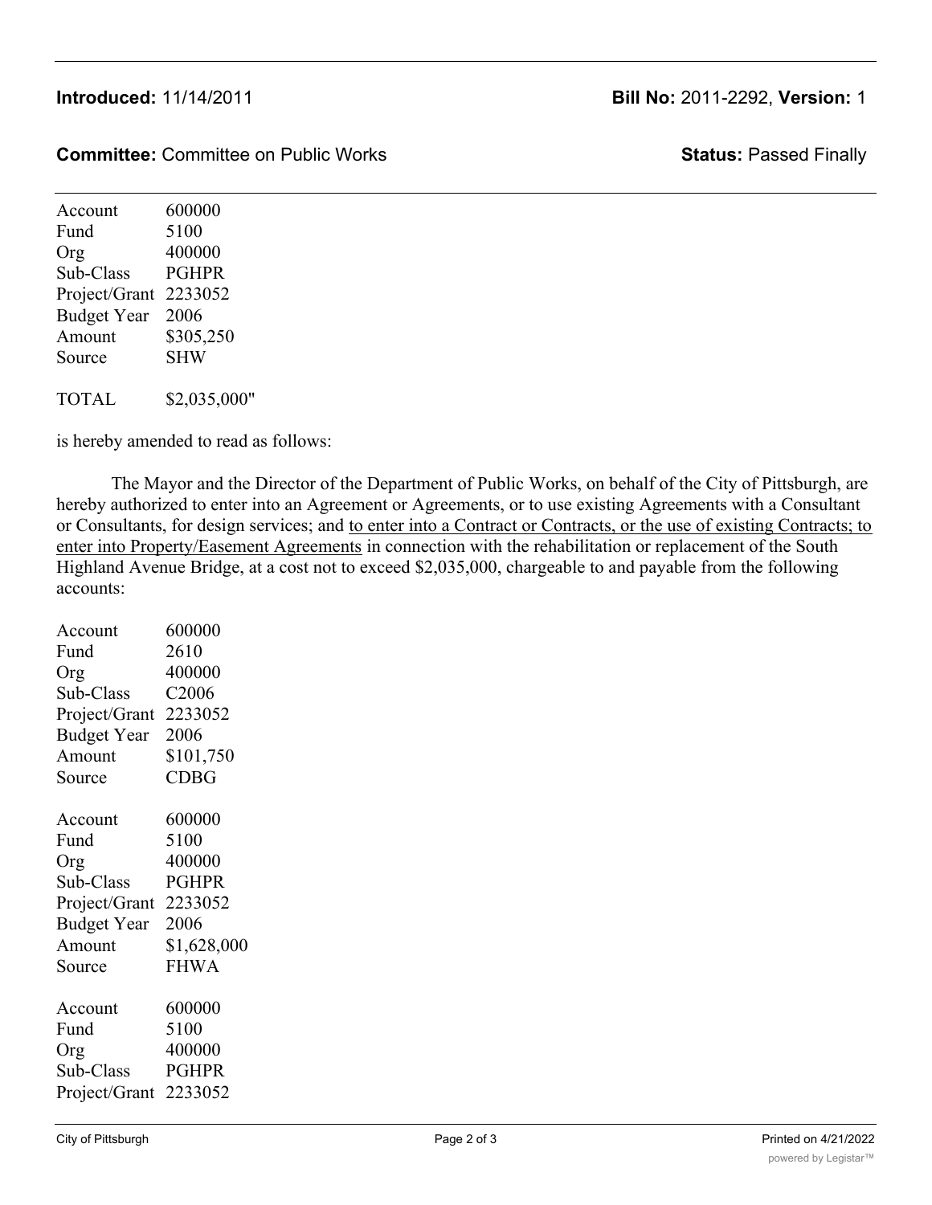**Introduced:** 11/14/2011 **Bill No:** 2011-2292, **Version:** 1

**Committee:** Committee on Public Works **Status:** Passed Finally

| | |
|---|---|
| Account | 600000 |
| Fund | 5100 |
| Org | 400000 |
| Sub-Class | PGHPR |
| Project/Grant | 2233052 |
| Budget Year | 2006 |
| Amount | $305,250 |
| Source | SHW |

TOTAL $2,035,000"

is hereby amended to read as follows:

The Mayor and the Director of the Department of Public Works, on behalf of the City of Pittsburgh, are hereby authorized to enter into an Agreement or Agreements, or to use existing Agreements with a Consultant or Consultants, for design services; and <u>to enter into a Contract or Contracts, or the use of existing Contracts; to enter into Property/Easement Agreements</u> in connection with the rehabilitation or replacement of the South Highland Avenue Bridge, at a cost not to exceed $2,035,000, chargeable to and payable from the following accounts:

| | |
|---|---|
| Account | 600000 |
| Fund | 2610 |
| Org | 400000 |
| Sub-Class | C2006 |
| Project/Grant | 2233052 |
| Budget Year | 2006 |
| Amount | $101,750 |
| Source | CDBG |

| | |
|---|---|
| Account | 600000 |
| Fund | 5100 |
| Org | 400000 |
| Sub-Class | PGHPR |
| Project/Grant | 2233052 |
| Budget Year | 2006 |
| Amount | $1,628,000 |
| Source | FHWA |

| | |
|---|---|
| Account | 600000 |
| Fund | 5100 |
| Org | 400000 |
| Sub-Class | PGHPR |
| Project/Grant | 2233052 |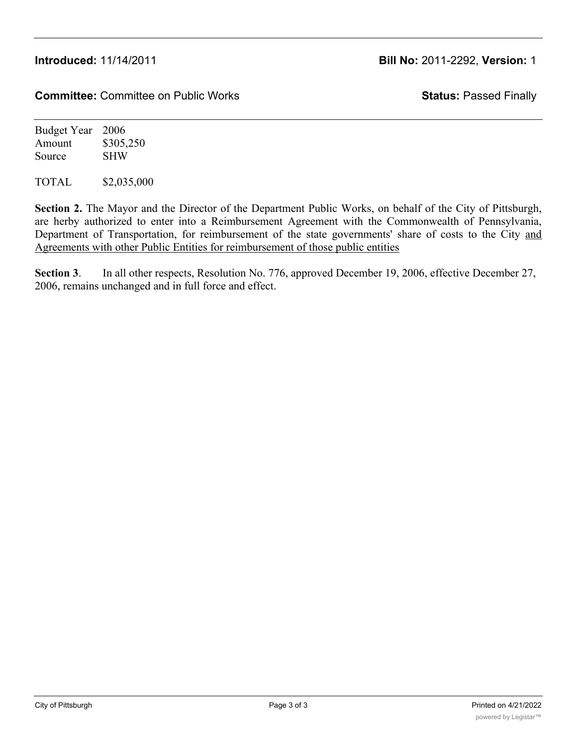**Introduced:** 11/14/2011 **Bill No:** 2011-2292, **Version:** 1

**Committee:** Committee on Public Works **Status:** Passed Finally

| | |
|---|---|
| Budget Year | 2006 |
| Amount | $305,250 |
| Source | SHW |
| | |
| TOTAL | $2,035,000 |

**Section 2.** The Mayor and the Director of the Department Public Works, on behalf of the City of Pittsburgh, are herby authorized to enter into a Reimbursement Agreement with the Commonwealth of Pennsylvania, Department of Transportation, for reimbursement of the state governments' share of costs to the City <u>and Agreements with other Public Entities for reimbursement of those public entities</u>

**Section 3**. In all other respects, Resolution No. 776, approved December 19, 2006, effective December 27, 2006, remains unchanged and in full force and effect.